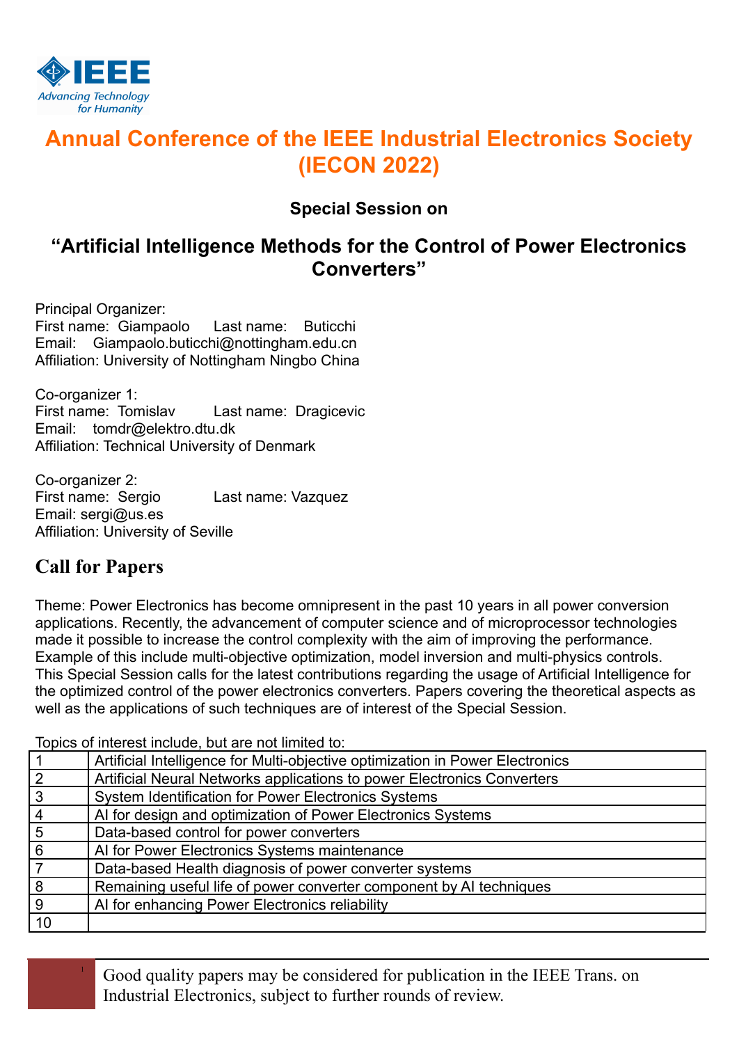# Annual Conference of the IEEE Industrial Electronics Society (IECON 2022)

**Special Session on**

## "Artificial Intelligence Methods for the Control of Power Electronics Converters"

Principal Organizer:
First name: Giampaolo Last name: Buticchi
Email: Giampaolo.buticchi@nottingham.edu.cn
Affiliation: University of Nottingham Ningbo China

Co-organizer 1:
First name: Tomislav Last name: Dragicevic
Email: tomdr@elektro.dtu.dk
Affiliation: Technical University of Denmark

Co-organizer 2:
First name: Sergio Last name: Vazquez
Email: sergi@us.es
Affiliation: University of Seville

## Call for Papers

Theme: Power Electronics has become omnipresent in the past 10 years in all power conversion applications. Recently, the advancement of computer science and of microprocessor technologies made it possible to increase the control complexity with the aim of improving the performance. Example of this include multi-objective optimization, model inversion and multi-physics controls. This Special Session calls for the latest contributions regarding the usage of Artificial Intelligence for the optimized control of the power electronics converters. Papers covering the theoretical aspects as well as the applications of such techniques are of interest of the Special Session.

Topics of interest include, but are not limited to:

| | |
|---|---|
| 1 | Artificial Intelligence for Multi-objective optimization in Power Electronics |
| 2 | Artificial Neural Networks applications to power Electronics Converters |
| 3 | System Identification for Power Electronics Systems |
| 4 | AI for design and optimization of Power Electronics Systems |
| 5 | Data-based control for power converters |
| 6 | AI for Power Electronics Systems maintenance |
| 7 | Data-based Health diagnosis of power converter systems |
| 8 | Remaining useful life of power converter component by AI techniques |
| 9 | AI for enhancing Power Electronics reliability |
| 10 | |

Good quality papers may be considered for publication in the IEEE Trans. on Industrial Electronics, subject to further rounds of review.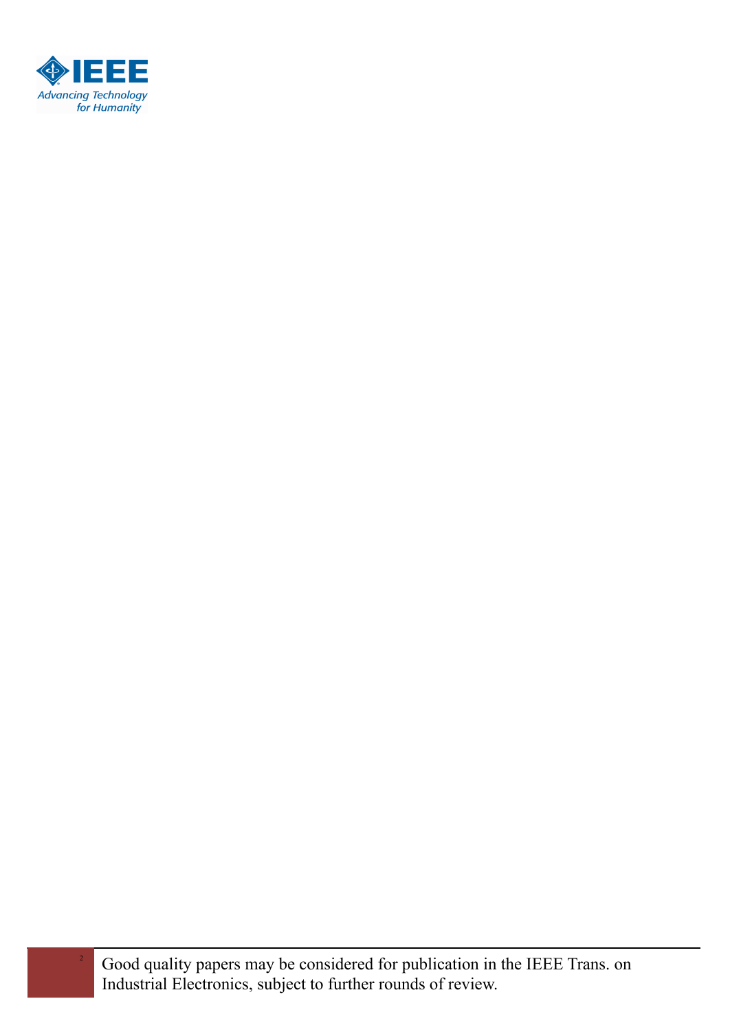Good quality papers may be considered for publication in the IEEE Trans. on Industrial Electronics, subject to further rounds of review.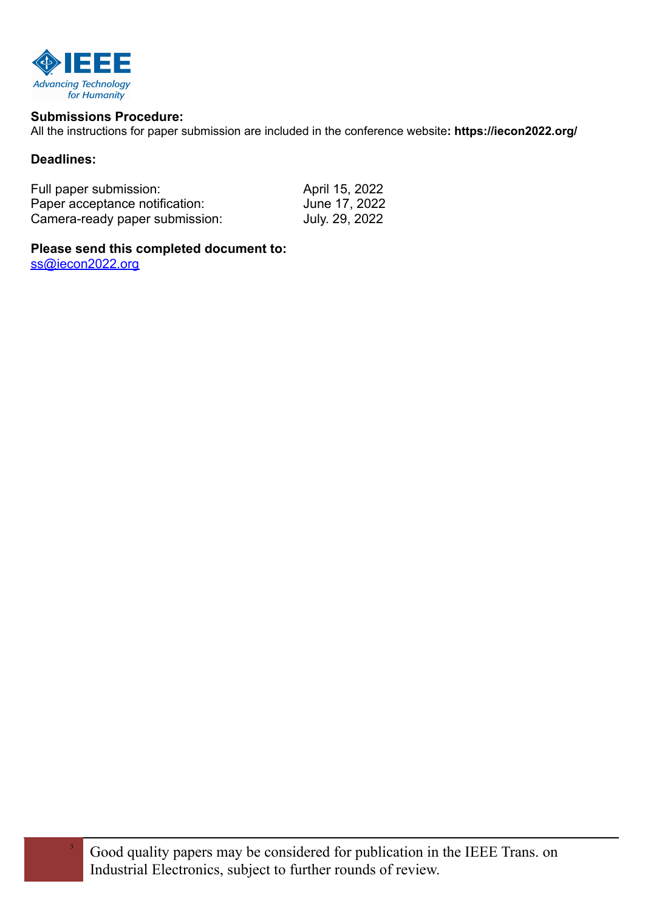**Submissions Procedure:**
All the instructions for paper submission are included in the conference website**: https://iecon2022.org/**

**Deadlines:**

| | |
|---|---|
| Full paper submission: | April 15, 2022 |
| Paper acceptance notification: | June 17, 2022 |
| Camera-ready paper submission: | July. 29, 2022 |

**Please send this completed document to:**
ss@iecon2022.org

[3] Good quality papers may be considered for publication in the IEEE Trans. on Industrial Electronics, subject to further rounds of review.